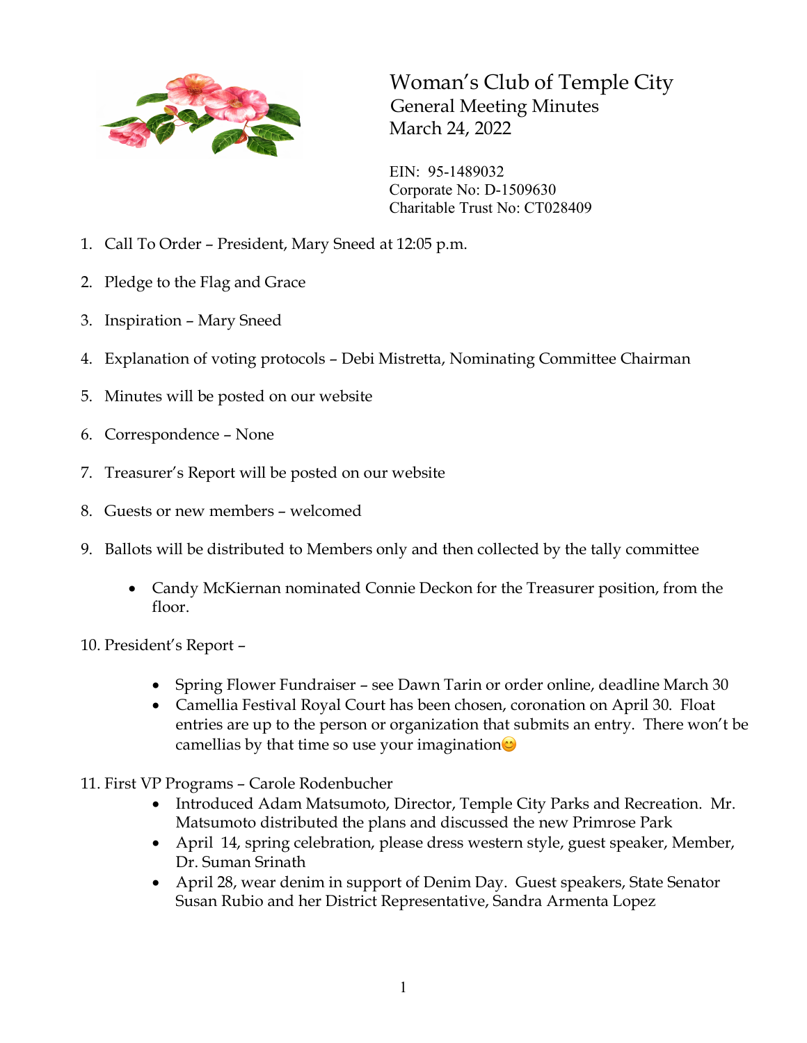# Woman's Club of Temple City

## General Meeting Minutes

## March 24, 2022

EIN: 95-1489032
Corporate No: D-1509630
Charitable Trust No: CT028409

1. Call To Order – President, Mary Sneed at 12:05 p.m.

2. Pledge to the Flag and Grace

3. Inspiration – Mary Sneed

4. Explanation of voting protocols – Debi Mistretta, Nominating Committee Chairman

5. Minutes will be posted on our website

6. Correspondence – None

7. Treasurer's Report will be posted on our website

8. Guests or new members – welcomed

9. Ballots will be distributed to Members only and then collected by the tally committee

   - Candy McKiernan nominated Connie Deckon for the Treasurer position, from the floor.

10. President's Report –

    - Spring Flower Fundraiser – see Dawn Tarin or order online, deadline March 30
    - Camellia Festival Royal Court has been chosen, coronation on April 30. Float entries are up to the person or organization that submits an entry. There won't be camellias by that time so use your imagination😊

11. First VP Programs – Carole Rodenbucher
    - Introduced Adam Matsumoto, Director, Temple City Parks and Recreation. Mr. Matsumoto distributed the plans and discussed the new Primrose Park
    - April 14, spring celebration, please dress western style, guest speaker, Member, Dr. Suman Srinath
    - April 28, wear denim in support of Denim Day. Guest speakers, State Senator Susan Rubio and her District Representative, Sandra Armenta Lopez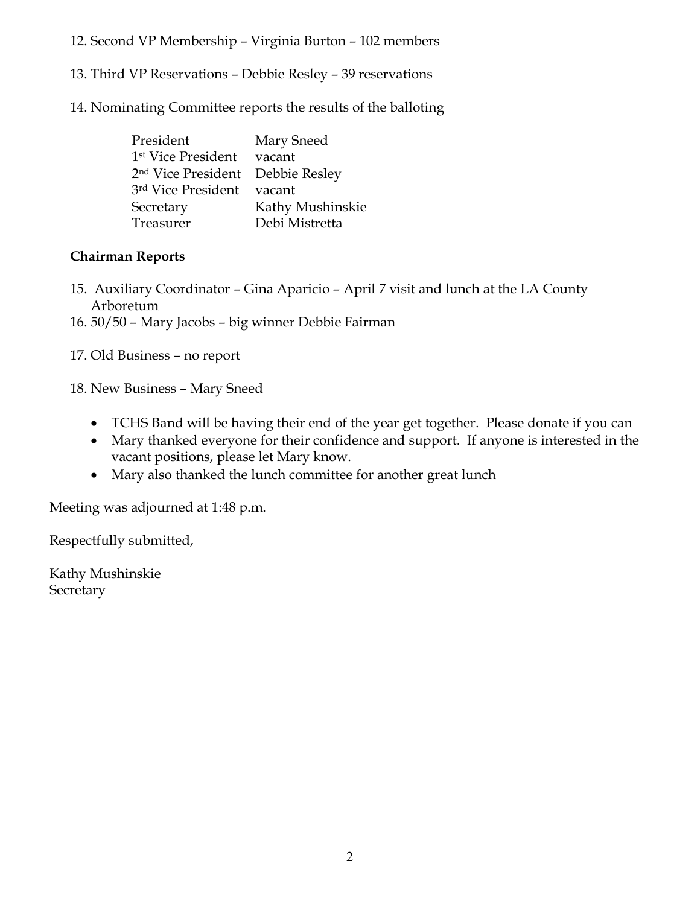12. Second VP Membership – Virginia Burton – 102 members

13. Third VP Reservations – Debbie Resley – 39 reservations

14. Nominating Committee reports the results of the balloting

| | |
|---|---|
| President | Mary Sneed |
| 1st Vice President | vacant |
| 2nd Vice President | Debbie Resley |
| 3rd Vice President | vacant |
| Secretary | Kathy Mushinskie |
| Treasurer | Debi Mistretta |

**Chairman Reports**

15. Auxiliary Coordinator – Gina Aparicio – April 7 visit and lunch at the LA County Arboretum

16. 50/50 – Mary Jacobs – big winner Debbie Fairman

17. Old Business – no report

18. New Business – Mary Sneed

- TCHS Band will be having their end of the year get together. Please donate if you can
- Mary thanked everyone for their confidence and support. If anyone is interested in the vacant positions, please let Mary know.
- Mary also thanked the lunch committee for another great lunch

Meeting was adjourned at 1:48 p.m.

Respectfully submitted,

Kathy Mushinskie
Secretary